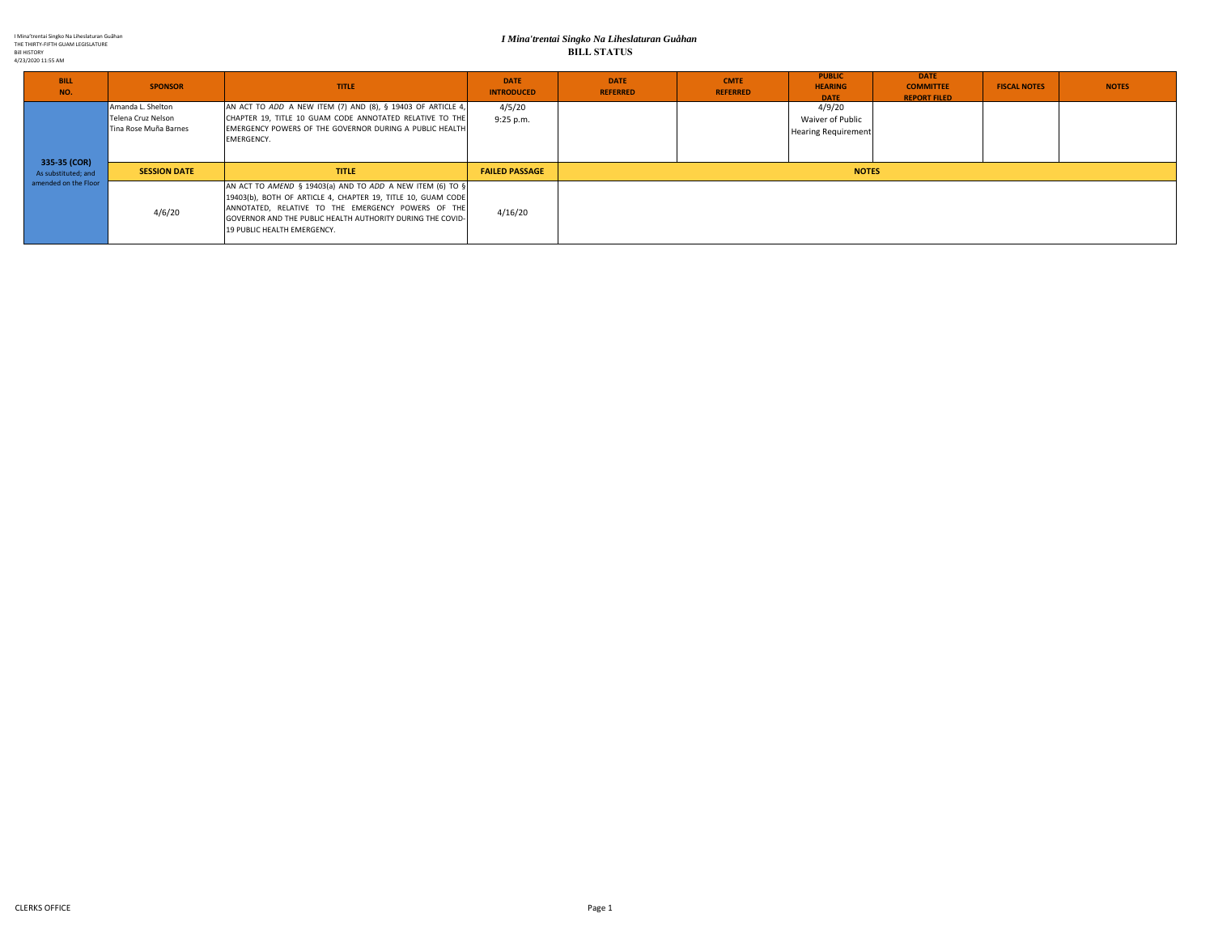I Mina'trentai Singko Na Liheslaturan Guåhan
THE THIRTY-FIFTH GUAM LEGISLATURE
Bill HISTORY
4/23/2020 11:55 AM

# *I Mina'trentai Singko Na Liheslaturan Guåhan*
## BILL STATUS

| BILL NO. | SPONSOR | TITLE | DATE INTRODUCED | DATE REFERRED | CMTE REFERRED | PUBLIC HEARING DATE | DATE COMMITTEE REPORT FILED | FISCAL NOTES | NOTES |
|---|---|---|---|---|---|---|---|---|---|
| 335-35 (COR) As substituted; and amended on the Floor | Amanda L. Shelton<br>Telena Cruz Nelson<br>Tina Rose Muña Barnes | AN ACT TO *ADD* A NEW ITEM (7) AND (8), § 19403 OF ARTICLE 4, CHAPTER 19, TITLE 10 GUAM CODE ANNOTATED RELATIVE TO THE EMERGENCY POWERS OF THE GOVERNOR DURING A PUBLIC HEALTH EMERGENCY. | 4/5/20<br>9:25 p.m. | | | 4/9/20<br>Waiver of Public Hearing Requirement | | | |
| | **SESSION DATE** | **TITLE** | **FAILED PASSAGE** | **NOTES** | | | | | |
| | 4/6/20 | AN ACT TO *AMEND* § 19403(a) AND TO *ADD* A NEW ITEM (6) TO § 19403(b), BOTH OF ARTICLE 4, CHAPTER 19, TITLE 10, GUAM CODE ANNOTATED, RELATIVE TO THE EMERGENCY POWERS OF THE GOVERNOR AND THE PUBLIC HEALTH AUTHORITY DURING THE COVID-19 PUBLIC HEALTH EMERGENCY. | 4/16/20 | | | | | | |

CLERKS OFFICE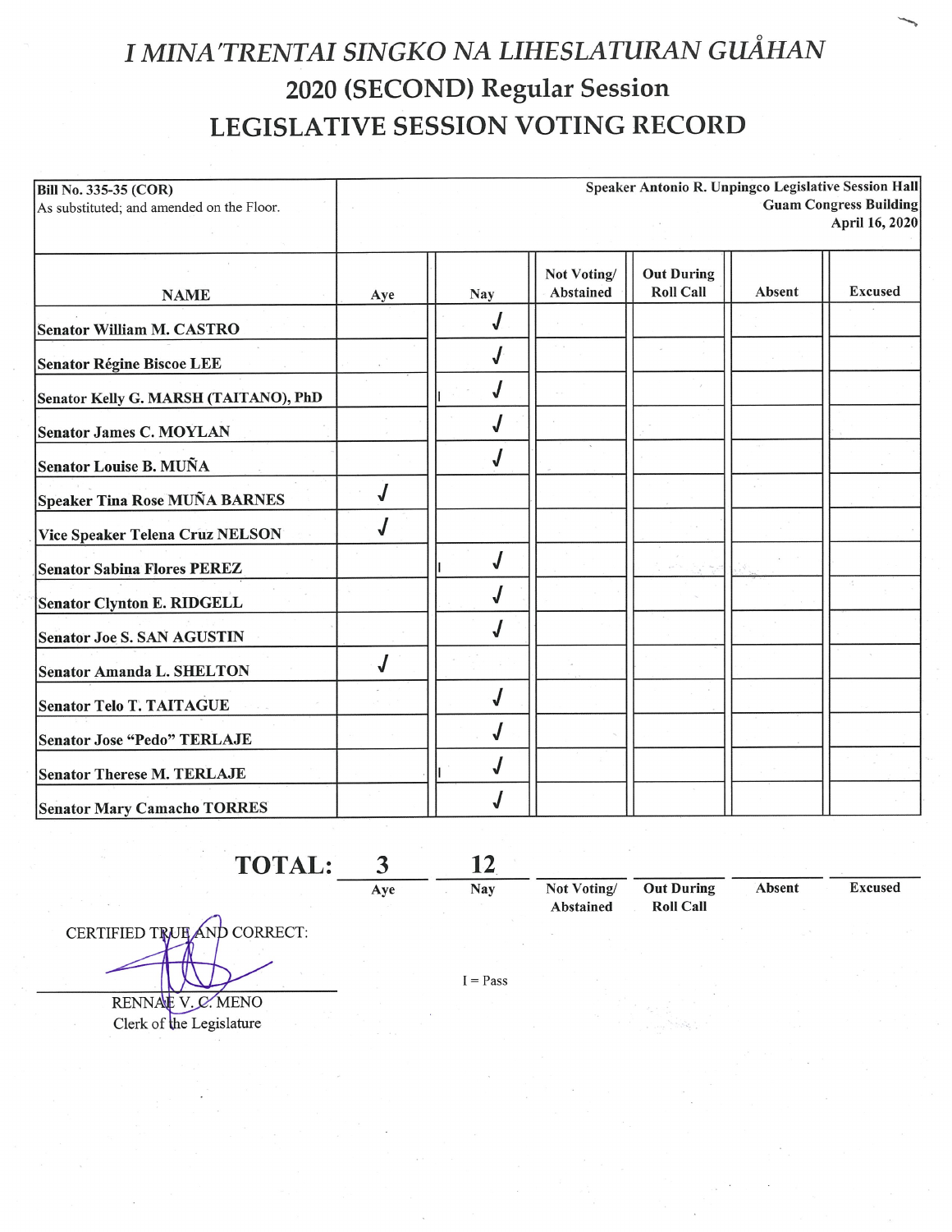# *I MINA'TRENTAI SINGKO NA LIHESLATURAN GUÅHAN*

## 2020 (SECOND) Regular Session

## LEGISLATIVE SESSION VOTING RECORD

| **Bill No. 335-35 (COR)** As substituted; and amended on the Floor. | **Speaker Antonio R. Unpingco Legislative Session Hall Guam Congress Building April 16, 2020** | | | | | |
|---|---|---|---|---|---|---|
| **NAME** | **Aye** | **Nay** | **Not Voting/ Abstained** | **Out During Roll Call** | **Absent** | **Excused** |
| **Senator William M. CASTRO** | | √ | | | | |
| **Senator Régine Biscoe LEE** | | √ | | | | |
| **Senator Kelly G. MARSH (TAITANO), PhD** | | I √ | | | | |
| **Senator James C. MOYLAN** | | √ | | | | |
| **Senator Louise B. MUÑA** | | √ | | | | |
| **Speaker Tina Rose MUÑA BARNES** | √ | | | | | |
| **Vice Speaker Telena Cruz NELSON** | √ | | | | | |
| **Senator Sabina Flores PEREZ** | | I √ | | | | |
| **Senator Clynton E. RIDGELL** | | √ | | | | |
| **Senator Joe S. SAN AGUSTIN** | | √ | | | | |
| **Senator Amanda L. SHELTON** | √ | | | | | |
| **Senator Telo T. TAITAGUE** | | √ | | | | |
| **Senator Jose "Pedo" TERLAJE** | | √ | | | | |
| **Senator Therese M. TERLAJE** | | I √ | | | | |
| **Senator Mary Camacho TORRES** | | √ | | | | |

| **TOTAL:** | 3 | 12 | | | | |
|---|---|---|---|---|---|---|
| | **Aye** | **Nay** | **Not Voting/ Abstained** | **Out During Roll Call** | **Absent** | **Excused** |

CERTIFIED TRUE AND CORRECT:

RENNAE V. C. MENO
Clerk of the Legislature

I = Pass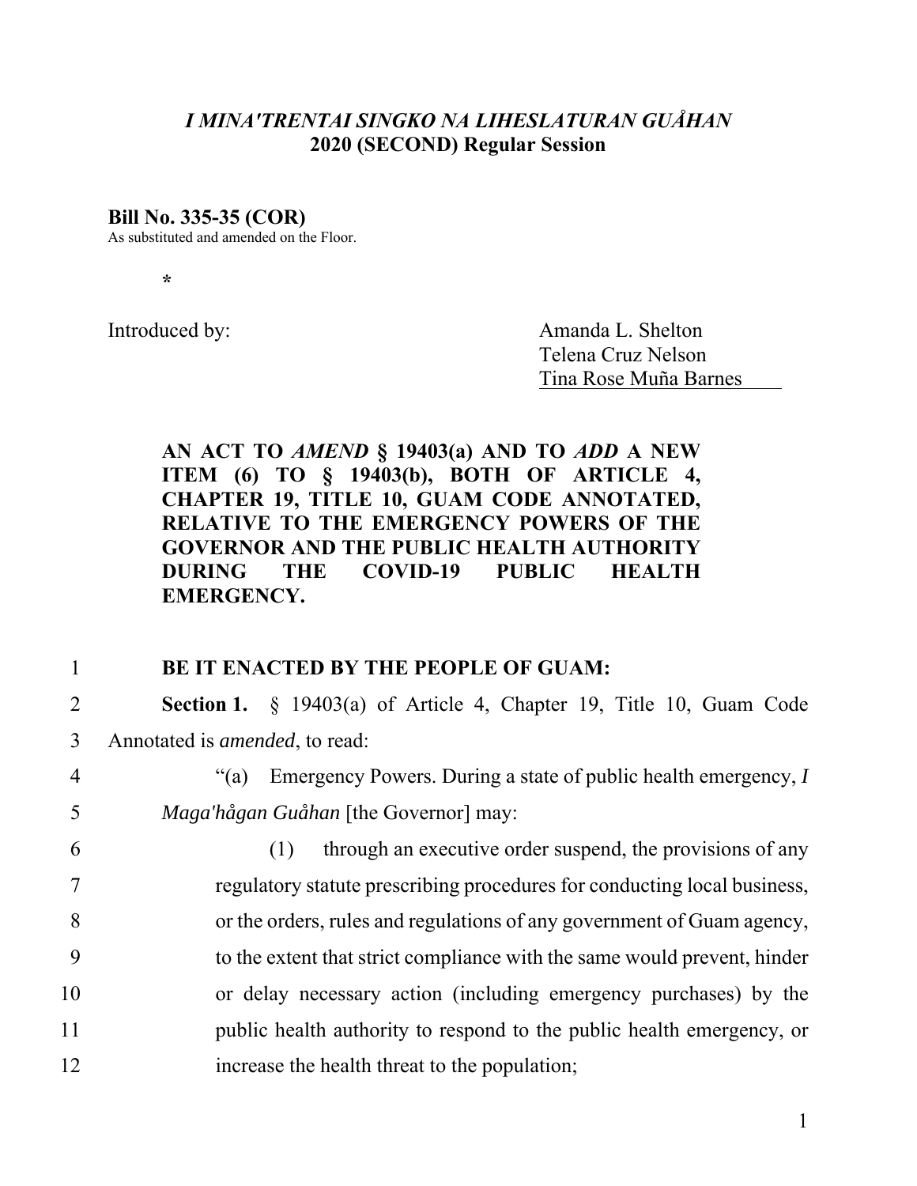*I MINA'TRENTAI SINGKO NA LIHESLATURAN GUÅHAN*
**2020 (SECOND) Regular Session**

**Bill No. 335-35 (COR)**
As substituted and amended on the Floor.

*

Introduced by:

Amanda L. Shelton
Telena Cruz Nelson
Tina Rose Muña Barnes

**AN ACT TO *AMEND* § 19403(a) AND TO *ADD* A NEW ITEM (6) TO § 19403(b), BOTH OF ARTICLE 4, CHAPTER 19, TITLE 10, GUAM CODE ANNOTATED, RELATIVE TO THE EMERGENCY POWERS OF THE GOVERNOR AND THE PUBLIC HEALTH AUTHORITY DURING THE COVID-19 PUBLIC HEALTH EMERGENCY.**

1 **BE IT ENACTED BY THE PEOPLE OF GUAM:**

2 **Section 1.** § 19403(a) of Article 4, Chapter 19, Title 10, Guam Code
3 Annotated is *amended*, to read:

4 "(a) Emergency Powers. During a state of public health emergency, *I*
5 *Maga'hågan Guåhan* [the Governor] may:

6 (1) through an executive order suspend, the provisions of any
7 regulatory statute prescribing procedures for conducting local business,
8 or the orders, rules and regulations of any government of Guam agency,
9 to the extent that strict compliance with the same would prevent, hinder
10 or delay necessary action (including emergency purchases) by the
11 public health authority to respond to the public health emergency, or
12 increase the health threat to the population;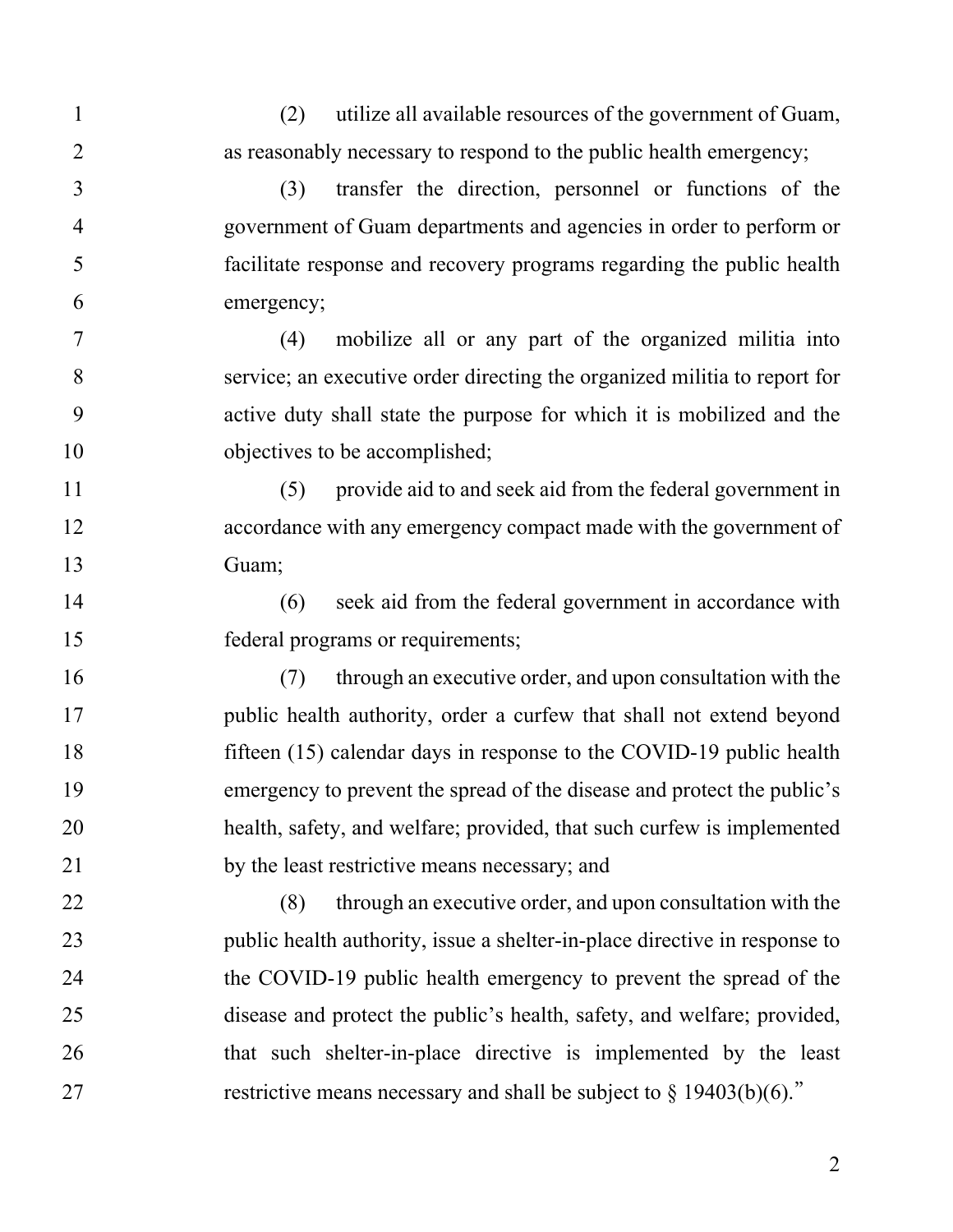(2) utilize all available resources of the government of Guam, as reasonably necessary to respond to the public health emergency;

(3) transfer the direction, personnel or functions of the government of Guam departments and agencies in order to perform or facilitate response and recovery programs regarding the public health emergency;

(4) mobilize all or any part of the organized militia into service; an executive order directing the organized militia to report for active duty shall state the purpose for which it is mobilized and the objectives to be accomplished;

(5) provide aid to and seek aid from the federal government in accordance with any emergency compact made with the government of Guam;

(6) seek aid from the federal government in accordance with federal programs or requirements;

(7) through an executive order, and upon consultation with the public health authority, order a curfew that shall not extend beyond fifteen (15) calendar days in response to the COVID-19 public health emergency to prevent the spread of the disease and protect the public's health, safety, and welfare; provided, that such curfew is implemented by the least restrictive means necessary; and

(8) through an executive order, and upon consultation with the public health authority, issue a shelter-in-place directive in response to the COVID-19 public health emergency to prevent the spread of the disease and protect the public's health, safety, and welfare; provided, that such shelter-in-place directive is implemented by the least restrictive means necessary and shall be subject to § 19403(b)(6)."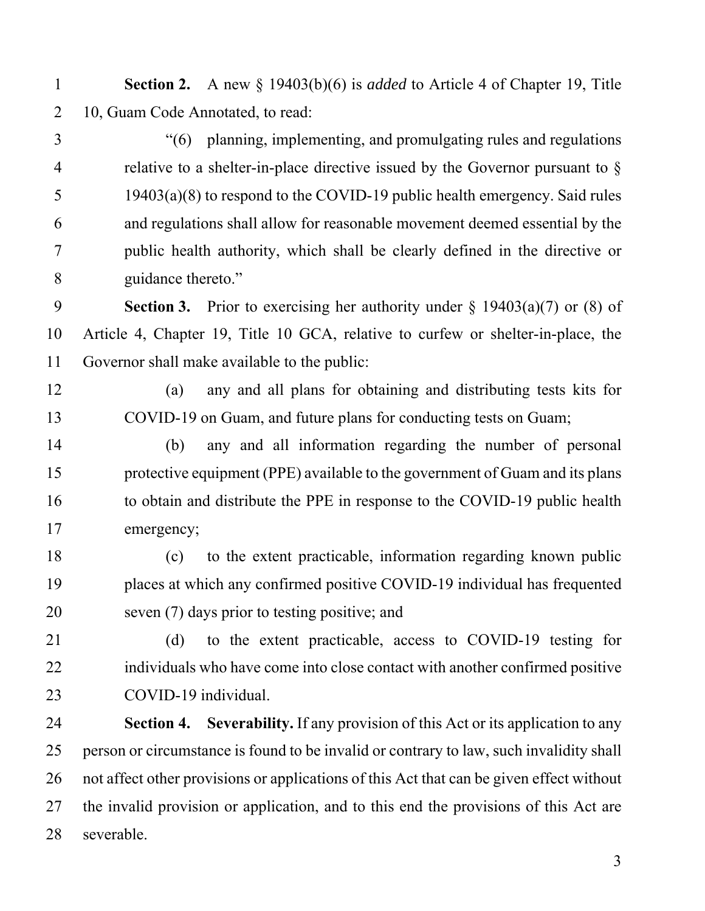**Section 2.** A new § 19403(b)(6) is *added* to Article 4 of Chapter 19, Title 10, Guam Code Annotated, to read:

"(6) planning, implementing, and promulgating rules and regulations relative to a shelter-in-place directive issued by the Governor pursuant to § 19403(a)(8) to respond to the COVID-19 public health emergency. Said rules and regulations shall allow for reasonable movement deemed essential by the public health authority, which shall be clearly defined in the directive or guidance thereto."

**Section 3.** Prior to exercising her authority under § 19403(a)(7) or (8) of Article 4, Chapter 19, Title 10 GCA, relative to curfew or shelter-in-place, the Governor shall make available to the public:

(a) any and all plans for obtaining and distributing tests kits for COVID-19 on Guam, and future plans for conducting tests on Guam;

(b) any and all information regarding the number of personal protective equipment (PPE) available to the government of Guam and its plans to obtain and distribute the PPE in response to the COVID-19 public health emergency;

(c) to the extent practicable, information regarding known public places at which any confirmed positive COVID-19 individual has frequented seven (7) days prior to testing positive; and

(d) to the extent practicable, access to COVID-19 testing for individuals who have come into close contact with another confirmed positive COVID-19 individual.

**Section 4. Severability.** If any provision of this Act or its application to any person or circumstance is found to be invalid or contrary to law, such invalidity shall not affect other provisions or applications of this Act that can be given effect without the invalid provision or application, and to this end the provisions of this Act are severable.